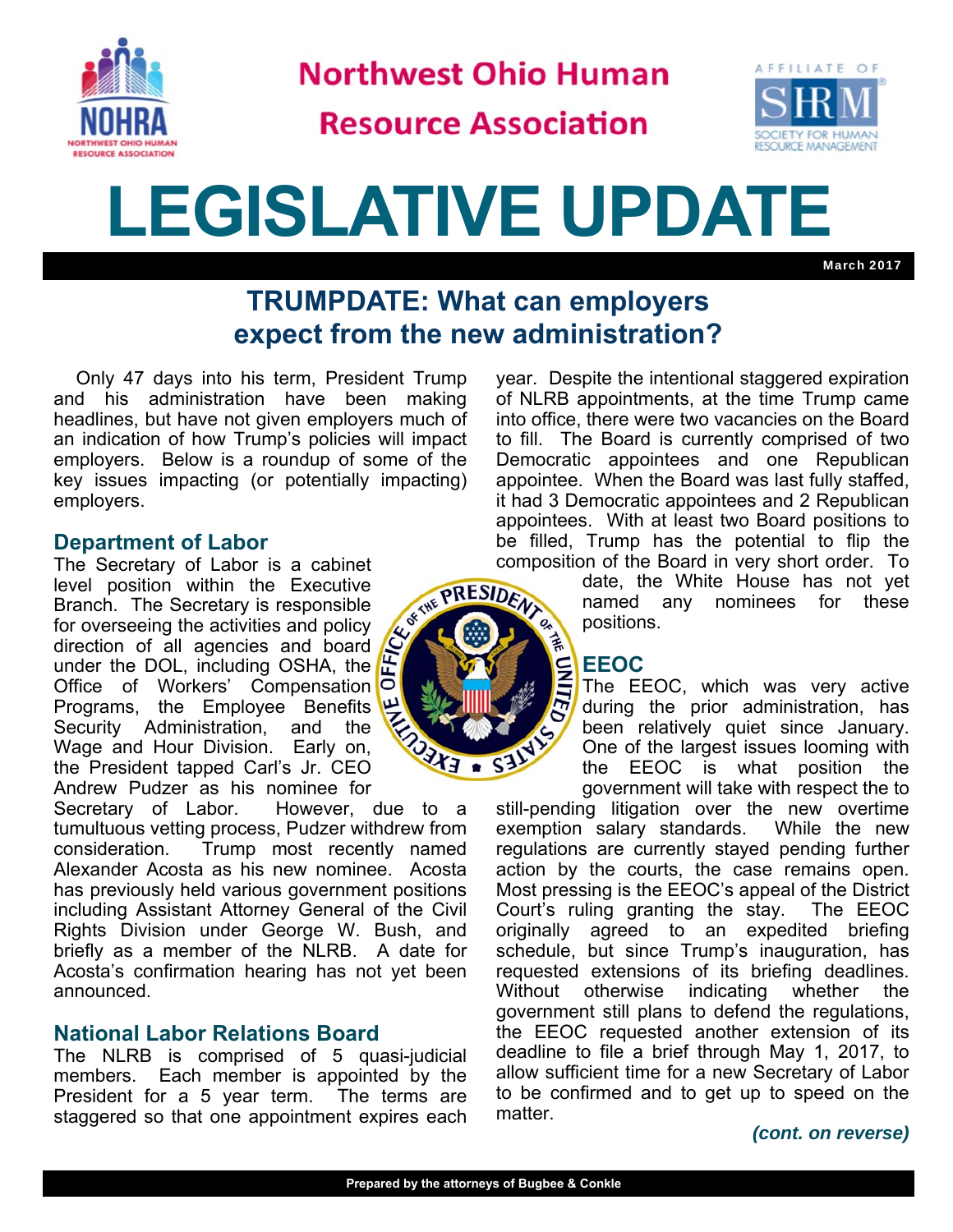Northwest Ohio Human Resource Association

# LEGISLATIVE UPDATE

March 2017

## TRUMPDATE: What can employers expect from the new administration?

Only 47 days into his term, President Trump and his administration have been making headlines, but have not given employers much of an indication of how Trump's policies will impact employers. Below is a roundup of some of the key issues impacting (or potentially impacting) employers.

### Department of Labor

The Secretary of Labor is a cabinet level position within the Executive Branch. The Secretary is responsible for overseeing the activities and policy direction of all agencies and board under the DOL, including OSHA, the Office of Workers' Compensation Programs, the Employee Benefits Security Administration, and the Wage and Hour Division. Early on, the President tapped Carl's Jr. CEO Andrew Pudzer as his nominee for Secretary of Labor. However, due to a tumultuous vetting process, Pudzer withdrew from consideration. Trump most recently named Alexander Acosta as his new nominee. Acosta has previously held various government positions including Assistant Attorney General of the Civil Rights Division under George W. Bush, and briefly as a member of the NLRB. A date for Acosta's confirmation hearing has not yet been announced.

### National Labor Relations Board

The NLRB is comprised of 5 quasi-judicial members. Each member is appointed by the President for a 5 year term. The terms are staggered so that one appointment expires each year. Despite the intentional staggered expiration of NLRB appointments, at the time Trump came into office, there were two vacancies on the Board to fill. The Board is currently comprised of two Democratic appointees and one Republican appointee. When the Board was last fully staffed, it had 3 Democratic appointees and 2 Republican appointees. With at least two Board positions to be filled, Trump has the potential to flip the composition of the Board in very short order. To date, the White House has not yet named any nominees for these positions.

### EEOC

The EEOC, which was very active during the prior administration, has been relatively quiet since January. One of the largest issues looming with the EEOC is what position the government will take with respect the to still-pending litigation over the new overtime exemption salary standards. While the new regulations are currently stayed pending further action by the courts, the case remains open. Most pressing is the EEOC's appeal of the District Court's ruling granting the stay. The EEOC originally agreed to an expedited briefing schedule, but since Trump's inauguration, has requested extensions of its briefing deadlines. Without otherwise indicating whether the government still plans to defend the regulations, the EEOC requested another extension of its deadline to file a brief through May 1, 2017, to allow sufficient time for a new Secretary of Labor to be confirmed and to get up to speed on the matter.

***(cont. on reverse)***

Prepared by the attorneys of Bugbee & Conkle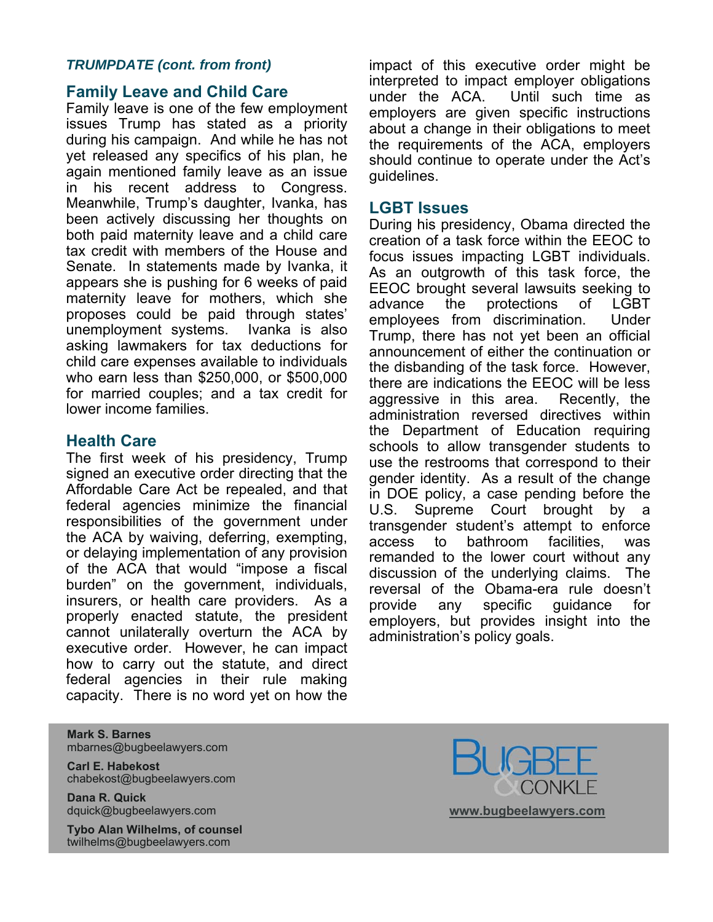*TRUMPDATE (cont. from front)*

## Family Leave and Child Care

Family leave is one of the few employment issues Trump has stated as a priority during his campaign. And while he has not yet released any specifics of his plan, he again mentioned family leave as an issue in his recent address to Congress. Meanwhile, Trump's daughter, Ivanka, has been actively discussing her thoughts on both paid maternity leave and a child care tax credit with members of the House and Senate. In statements made by Ivanka, it appears she is pushing for 6 weeks of paid maternity leave for mothers, which she proposes could be paid through states' unemployment systems. Ivanka is also asking lawmakers for tax deductions for child care expenses available to individuals who earn less than $250,000, or $500,000 for married couples; and a tax credit for lower income families.

## Health Care

The first week of his presidency, Trump signed an executive order directing that the Affordable Care Act be repealed, and that federal agencies minimize the financial responsibilities of the government under the ACA by waiving, deferring, exempting, or delaying implementation of any provision of the ACA that would "impose a fiscal burden" on the government, individuals, insurers, or health care providers. As a properly enacted statute, the president cannot unilaterally overturn the ACA by executive order. However, he can impact how to carry out the statute, and direct federal agencies in their rule making capacity. There is no word yet on how the impact of this executive order might be interpreted to impact employer obligations under the ACA. Until such time as employers are given specific instructions about a change in their obligations to meet the requirements of the ACA, employers should continue to operate under the Act's guidelines.

## LGBT Issues

During his presidency, Obama directed the creation of a task force within the EEOC to focus issues impacting LGBT individuals. As an outgrowth of this task force, the EEOC brought several lawsuits seeking to advance the protections of LGBT employees from discrimination. Under Trump, there has not yet been an official announcement of either the continuation or the disbanding of the task force. However, there are indications the EEOC will be less aggressive in this area. Recently, the administration reversed directives within the Department of Education requiring schools to allow transgender students to use the restrooms that correspond to their gender identity. As a result of the change in DOE policy, a case pending before the U.S. Supreme Court brought by a transgender student's attempt to enforce access to bathroom facilities, was remanded to the lower court without any discussion of the underlying claims. The reversal of the Obama-era rule doesn't provide any specific guidance for employers, but provides insight into the administration's policy goals.

---

**Mark S. Barnes**
mbarnes@bugbeelawyers.com

**Carl E. Habekost**
chabekost@bugbeelawyers.com

**Dana R. Quick**
dquick@bugbeelawyers.com

**Tybo Alan Wilhelms, of counsel**
twilhelms@bugbeelawyers.com

BUGBEE & CONKLE

**www.bugbeelawyers.com**